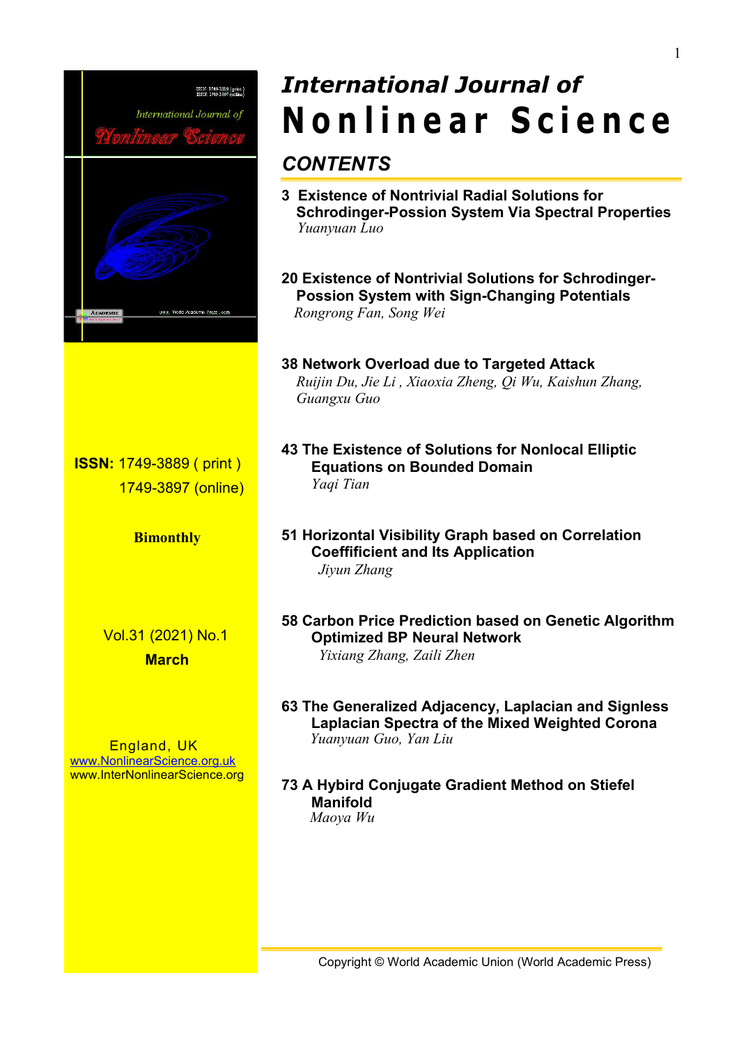# International Journal of Nonlinear Science

**ISSN:** 1749-3889 ( print )
1749-3897 (online)

**Bimonthly**

Vol.31 (2021) No.1
**March**

England, UK
www.NonlinearScience.org.uk
www.InterNonlinearScience.org

## CONTENTS

**3 Existence of Nontrivial Radial Solutions for Schrodinger-Possion System Via Spectral Properties**
*Yuanyuan Luo*

**20 Existence of Nontrivial Solutions for Schrodinger-Possion System with Sign-Changing Potentials**
*Rongrong Fan, Song Wei*

**38 Network Overload due to Targeted Attack**
*Ruijin Du, Jie Li , Xiaoxia Zheng, Qi Wu, Kaishun Zhang, Guangxu Guo*

**43 The Existence of Solutions for Nonlocal Elliptic Equations on Bounded Domain**
*Yaqi Tian*

**51 Horizontal Visibility Graph based on Correlation Coefficient and Its Application**
*Jiyun Zhang*

**58 Carbon Price Prediction based on Genetic Algorithm Optimized BP Neural Network**
*Yixiang Zhang, Zaili Zhen*

**63 The Generalized Adjacency, Laplacian and Signless Laplacian Spectra of the Mixed Weighted Corona**
*Yuanyuan Guo, Yan Liu*

**73 A Hybird Conjugate Gradient Method on Stiefel Manifold**
*Maoya Wu*

Copyright © World Academic Union (World Academic Press)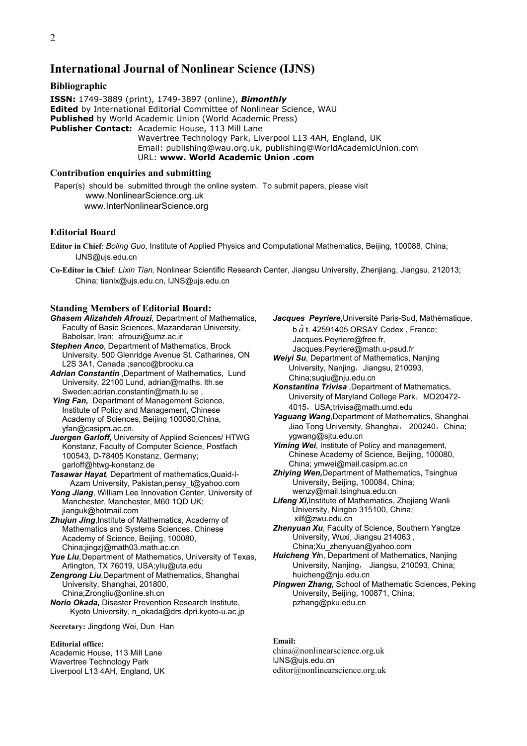# International Journal of Nonlinear Science (IJNS)

### Bibliographic

**ISSN:** 1749-3889 (print), 1749-3897 (online), ***Bimonthly***
**Edited** by International Editorial Committee of Nonlinear Science, WAU
**Published** by World Academic Union (World Academic Press)
**Publisher Contact:** Academic House, 113 Mill Lane
Wavertree Technology Park, Liverpool L13 4AH, England, UK
Email: publishing@wau.org.uk, publishing@WorldAcademicUnion.com
URL: **www. World Academic Union .com**

### Contribution enquiries and submitting

Paper(s) should be submitted through the online system. To submit papers, please visit
www.NonlinearScience.org.uk
www.InterNonlinearScience.org

### Editorial Board

**Editor in Chief**: *Boling Guo*, Institute of Applied Physics and Computational Mathematics, Beijing, 100088, China; IJNS@ujs.edu.cn

**Co-Editor in Chief**: *Lixin Tian,* Nonlinear Scientific Research Center, Jiangsu University, Zhenjiang, Jiangsu, 212013; China; tianlx@ujs.edu.cn, IJNS@ujs.edu.cn

### Standing Members of Editorial Board:

***Ghasem Alizahdeh Afrouzi***, Department of Mathematics, Faculty of Basic Sciences, Mazandaran University, Babolsar, Iran; afrouzi@umz.ac.ir

***Stephen Anco***, Department of Mathematics, Brock University, 500 Glenridge Avenue St. Catharines, ON L2S 3A1, Canada ;sanco@brocku.ca

***Adrian Constantin*** ,Department of Mathematics, Lund University, 22100 Lund, adrian@maths. lth.se Sweden;adrian.constantin@math.lu.se ,

***Ying Fan,*** Department of Management Science, Institute of Policy and Management, Chinese Academy of Sciences, Beijing 100080,China, yfan@casipm.ac.cn.

***Juergen Garloff,*** University of Applied Sciences/ HTWG Konstanz, Faculty of Computer Science, Postfach 100543, D-78405 Konstanz, Germany; garloff@htwg-konstanz.de

***Tasawar Hayat***, Department of mathematics,Quaid-I-Azam University, Pakistan,pensy_t@yahoo.com

***Yong Jiang***, William Lee Innovation Center, University of Manchester, Manchester, M60 1QD UK; jianguk@hotmail.com

***Zhujun Jing***,Institute of Mathematics, Academy of Mathematics and Systems Sciences, Chinese Academy of Science, Beijing, 100080, China;jingzj@math03.math.ac.cn

***Yue Liu***, Department of Mathematics, University of Texas, Arlington, TX 76019, USA;yliu@uta.edu

***Zengrong Liu***,Department of Mathematics, Shanghai University, Shanghai, 201800, China;Zrongliu@online.sh.cn

***Norio Okada,*** Disaster Prevention Research Institute, Kyoto University, n_okada@drs.dpri.kyoto-u.ac.jp

***Jacques Peyriere***,Université Paris-Sud, Mathématique, bât. 42591405 ORSAY Cedex , France; Jacques.Peyriere@free.fr, Jacques.Peyriere@math.u-psud.fr

***Weiyi Su***, Department of Mathematics, Nanjing University, Nanjing，Jiangsu, 210093, China;suqiu@nju.edu.cn

***Konstantina Trivisa*** ,Department of Mathematics, University of Maryland College Park，MD20472-4015，USA;trivisa@math.umd.edu

***Yaguang Wang***,Department of Mathematics, Shanghai Jiao Tong University, Shanghai， 200240，China; ygwang@sjtu.edu.cn

***Yiming Wei***, Institute of Policy and management, Chinese Academy of Science, Beijing, 100080, China; ymwei@mail.casipm.ac.cn

***Zhiying Wen,***Department of Mathematics, Tsinghua University, Beijing, 100084, China; wenzy@mail.tsinghua.edu.cn

***Lifeng Xi,***Institute of Mathematics, Zhejiang Wanli University, Ningbo 315100, China; xilf@zwu.edu.cn

***Zhenyuan Xu***, Faculty of Science, Southern Yangtze University, Wuxi, Jiangsu 214063 , China;Xu_zhenyuan@yahoo.com

***Huicheng Yi***n, Department of Mathematics, Nanjing University, Nanjing， Jiangsu, 210093, China; huicheng@nju.edu.cn

***Pingwen Zhang***, School of Mathematic Sciences, Peking University, Beijing, 100871, China; pzhang@pku.edu.cn

**Secretary:** Jingdong Wei, Dun Han

**Editorial office:**
Academic House, 113 Mill Lane
Wavertree Technology Park
Liverpool L13 4AH, England, UK

**Email:**
china@nonlinearscience.org.uk
IJNS@ujs.edu.cn
editor@nonlinearscience.org.uk